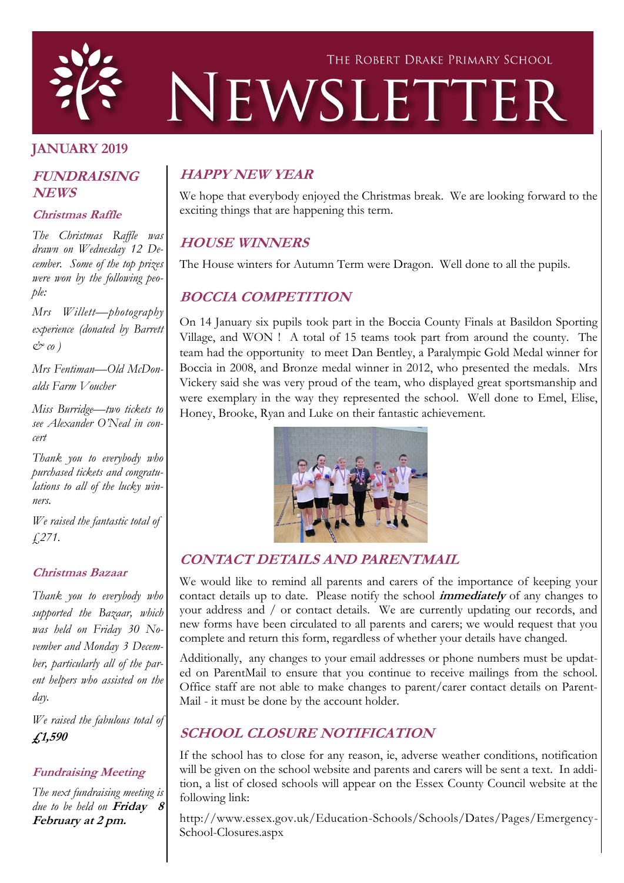THE ROBERT DRAKE PRIMARY SCHOOL

# NEWSLETTER

**JANUARY 2019**

## FUNDRAISING NEWS

### Christmas Raffle

*The Christmas Raffle was drawn on Wednesday 12 December. Some of the top prizes were won by the following people:*

*Mrs Willett—photography experience (donated by Barrett & co )*

*Mrs Fentiman—Old McDonalds Farm Voucher*

*Miss Burridge—two tickets to see Alexander O'Neal in concert*

*Thank you to everybody who purchased tickets and congratulations to all of the lucky winners.*

*We raised the fantastic total of £271.*

### Christmas Bazaar

*Thank you to everybody who supported the Bazaar, which was held on Friday 30 November and Monday 3 December, particularly all of the parent helpers who assisted on the day.*

*We raised the fabulous total of* ***£1,590***

### Fundraising Meeting

*The next fundraising meeting is due to be held on* ***Friday 8 February at 2 pm.***

## HAPPY NEW YEAR

We hope that everybody enjoyed the Christmas break. We are looking forward to the exciting things that are happening this term.

## HOUSE WINNERS

The House winters for Autumn Term were Dragon. Well done to all the pupils.

## BOCCIA COMPETITION

On 14 January six pupils took part in the Boccia County Finals at Basildon Sporting Village, and WON ! A total of 15 teams took part from around the county. The team had the opportunity to meet Dan Bentley, a Paralympic Gold Medal winner for Boccia in 2008, and Bronze medal winner in 2012, who presented the medals. Mrs Vickery said she was very proud of the team, who displayed great sportsmanship and were exemplary in the way they represented the school. Well done to Emel, Elise, Honey, Brooke, Ryan and Luke on their fantastic achievement.

## CONTACT DETAILS AND PARENTMAIL

We would like to remind all parents and carers of the importance of keeping your contact details up to date. Please notify the school ***immediately*** of any changes to your address and / or contact details. We are currently updating our records, and new forms have been circulated to all parents and carers; we would request that you complete and return this form, regardless of whether your details have changed.

Additionally, any changes to your email addresses or phone numbers must be updated on ParentMail to ensure that you continue to receive mailings from the school. Office staff are not able to make changes to parent/carer contact details on ParentMail - it must be done by the account holder.

## SCHOOL CLOSURE NOTIFICATION

If the school has to close for any reason, ie, adverse weather conditions, notification will be given on the school website and parents and carers will be sent a text. In addition, a list of closed schools will appear on the Essex County Council website at the following link:

http://www.essex.gov.uk/Education-Schools/Schools/Dates/Pages/Emergency-School-Closures.aspx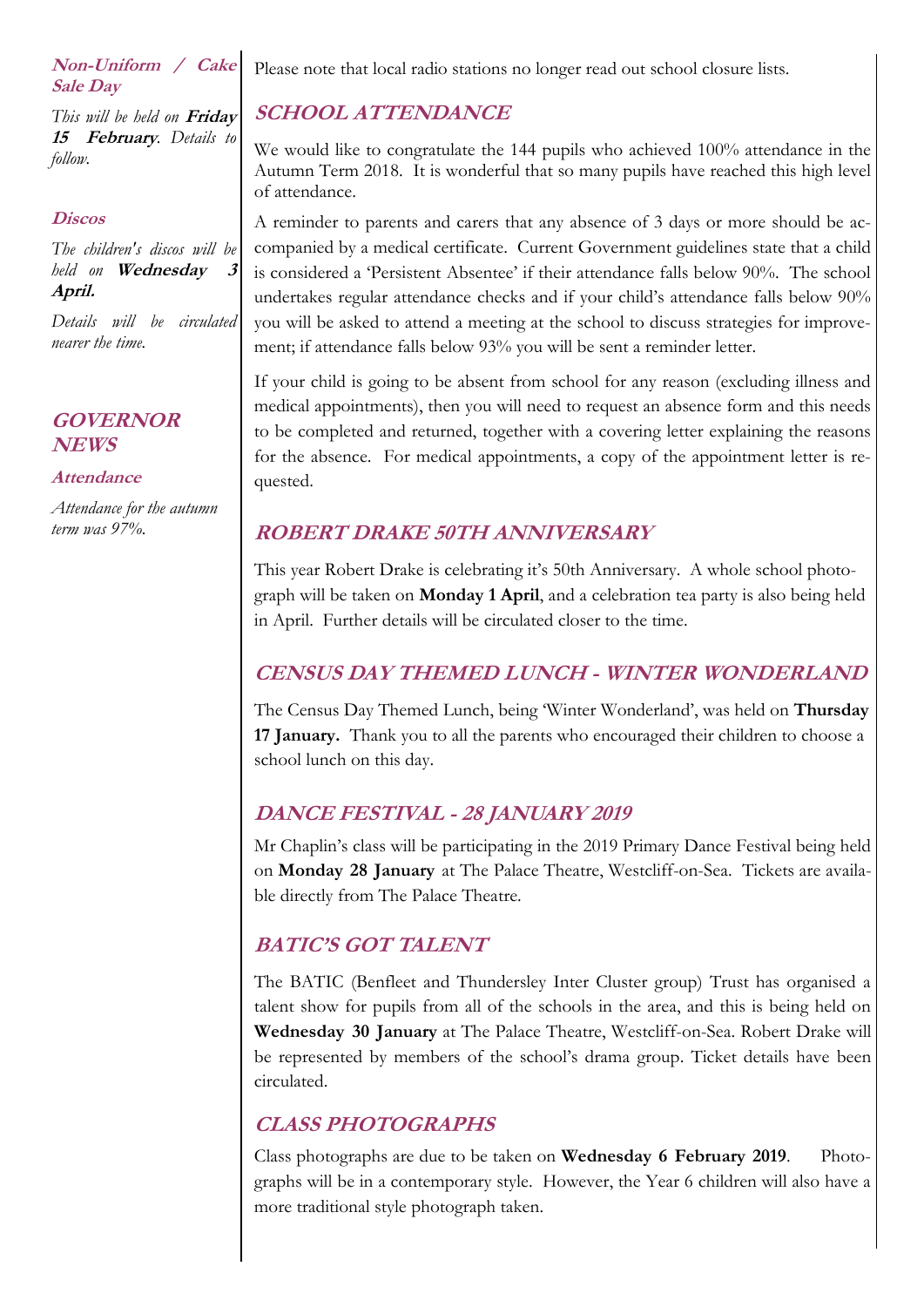### *Non-Uniform / Cake Sale Day*

*This will be held on **Friday 15 February**. Details to follow.*

### *Discos*

*The children's discos will be held on **Wednesday 3 April.***

*Details will be circulated nearer the time.*

## *GOVERNOR NEWS*

### *Attendance*

*Attendance for the autumn term was 97%.*

Please note that local radio stations no longer read out school closure lists.

## *SCHOOL ATTENDANCE*

We would like to congratulate the 144 pupils who achieved 100% attendance in the Autumn Term 2018. It is wonderful that so many pupils have reached this high level of attendance.

A reminder to parents and carers that any absence of 3 days or more should be accompanied by a medical certificate. Current Government guidelines state that a child is considered a 'Persistent Absentee' if their attendance falls below 90%. The school undertakes regular attendance checks and if your child's attendance falls below 90% you will be asked to attend a meeting at the school to discuss strategies for improvement; if attendance falls below 93% you will be sent a reminder letter.

If your child is going to be absent from school for any reason (excluding illness and medical appointments), then you will need to request an absence form and this needs to be completed and returned, together with a covering letter explaining the reasons for the absence. For medical appointments, a copy of the appointment letter is requested.

## *ROBERT DRAKE 50TH ANNIVERSARY*

This year Robert Drake is celebrating it's 50th Anniversary. A whole school photograph will be taken on **Monday 1 April**, and a celebration tea party is also being held in April. Further details will be circulated closer to the time.

## *CENSUS DAY THEMED LUNCH - WINTER WONDERLAND*

The Census Day Themed Lunch, being 'Winter Wonderland', was held on **Thursday 17 January.** Thank you to all the parents who encouraged their children to choose a school lunch on this day.

## *DANCE FESTIVAL - 28 JANUARY 2019*

Mr Chaplin's class will be participating in the 2019 Primary Dance Festival being held on **Monday 28 January** at The Palace Theatre, Westcliff-on-Sea. Tickets are available directly from The Palace Theatre.

## *BATIC'S GOT TALENT*

The BATIC (Benfleet and Thundersley Inter Cluster group) Trust has organised a talent show for pupils from all of the schools in the area, and this is being held on **Wednesday 30 January** at The Palace Theatre, Westcliff-on-Sea. Robert Drake will be represented by members of the school's drama group. Ticket details have been circulated.

## *CLASS PHOTOGRAPHS*

Class photographs are due to be taken on **Wednesday 6 February 2019**. Photographs will be in a contemporary style. However, the Year 6 children will also have a more traditional style photograph taken.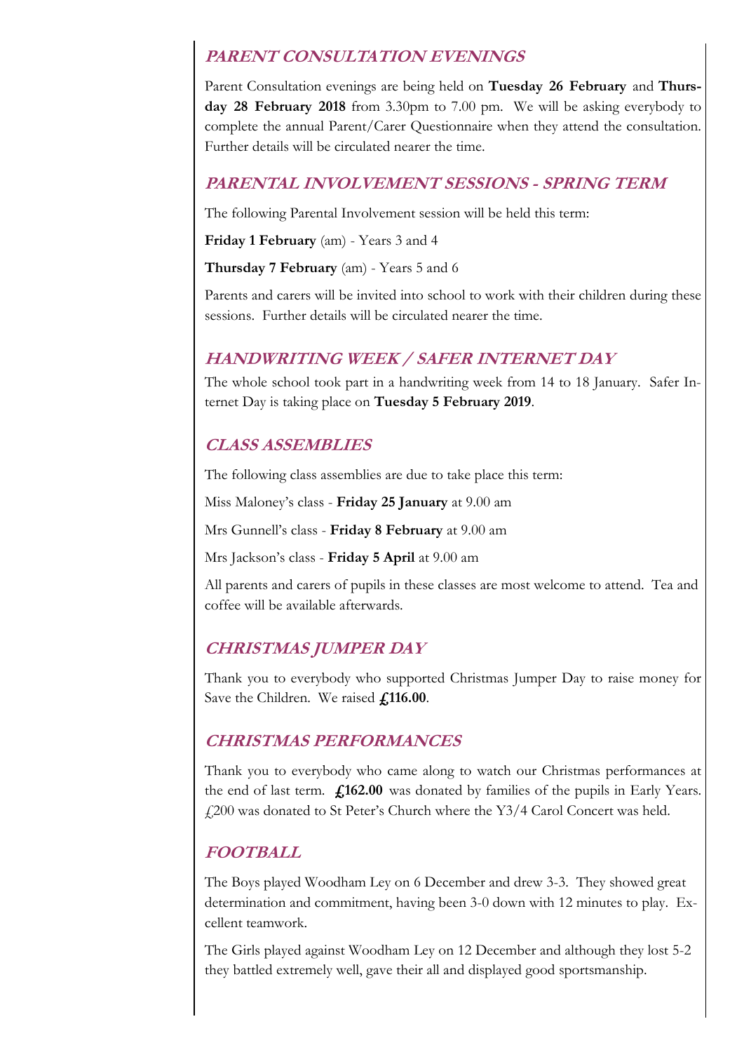## *PARENT CONSULTATION EVENINGS*

Parent Consultation evenings are being held on **Tuesday 26 February** and **Thursday 28 February 2018** from 3.30pm to 7.00 pm. We will be asking everybody to complete the annual Parent/Carer Questionnaire when they attend the consultation. Further details will be circulated nearer the time.

## *PARENTAL INVOLVEMENT SESSIONS - SPRING TERM*

The following Parental Involvement session will be held this term:

**Friday 1 February** (am) - Years 3 and 4

**Thursday 7 February** (am) - Years 5 and 6

Parents and carers will be invited into school to work with their children during these sessions. Further details will be circulated nearer the time.

## *HANDWRITING WEEK / SAFER INTERNET DAY*

The whole school took part in a handwriting week from 14 to 18 January. Safer Internet Day is taking place on **Tuesday 5 February 2019**.

## *CLASS ASSEMBLIES*

The following class assemblies are due to take place this term:

Miss Maloney's class - **Friday 25 January** at 9.00 am

Mrs Gunnell's class - **Friday 8 February** at 9.00 am

Mrs Jackson's class - **Friday 5 April** at 9.00 am

All parents and carers of pupils in these classes are most welcome to attend. Tea and coffee will be available afterwards.

## *CHRISTMAS JUMPER DAY*

Thank you to everybody who supported Christmas Jumper Day to raise money for Save the Children. We raised **£116.00**.

## *CHRISTMAS PERFORMANCES*

Thank you to everybody who came along to watch our Christmas performances at the end of last term. **£162.00** was donated by families of the pupils in Early Years. £200 was donated to St Peter's Church where the Y3/4 Carol Concert was held.

## *FOOTBALL*

The Boys played Woodham Ley on 6 December and drew 3-3. They showed great determination and commitment, having been 3-0 down with 12 minutes to play. Excellent teamwork.

The Girls played against Woodham Ley on 12 December and although they lost 5-2 they battled extremely well, gave their all and displayed good sportsmanship.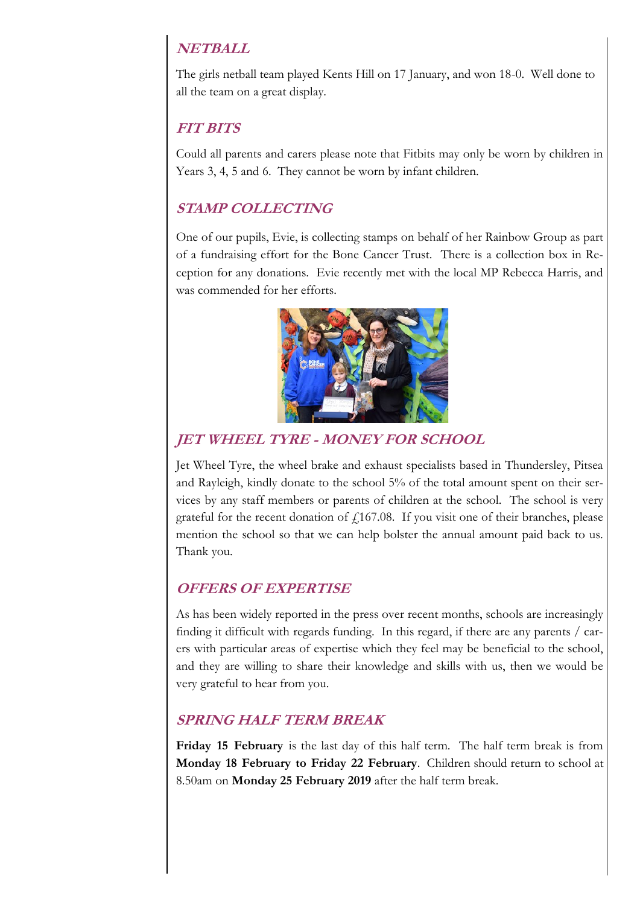## NETBALL

The girls netball team played Kents Hill on 17 January, and won 18-0. Well done to all the team on a great display.

## FIT BITS

Could all parents and carers please note that Fitbits may only be worn by children in Years 3, 4, 5 and 6. They cannot be worn by infant children.

## STAMP COLLECTING

One of our pupils, Evie, is collecting stamps on behalf of her Rainbow Group as part of a fundraising effort for the Bone Cancer Trust. There is a collection box in Reception for any donations. Evie recently met with the local MP Rebecca Harris, and was commended for her efforts.

## JET WHEEL TYRE - MONEY FOR SCHOOL

Jet Wheel Tyre, the wheel brake and exhaust specialists based in Thundersley, Pitsea and Rayleigh, kindly donate to the school 5% of the total amount spent on their services by any staff members or parents of children at the school. The school is very grateful for the recent donation of £167.08. If you visit one of their branches, please mention the school so that we can help bolster the annual amount paid back to us. Thank you.

## OFFERS OF EXPERTISE

As has been widely reported in the press over recent months, schools are increasingly finding it difficult with regards funding. In this regard, if there are any parents / carers with particular areas of expertise which they feel may be beneficial to the school, and they are willing to share their knowledge and skills with us, then we would be very grateful to hear from you.

## SPRING HALF TERM BREAK

**Friday 15 February** is the last day of this half term. The half term break is from **Monday 18 February to Friday 22 February**. Children should return to school at 8.50am on **Monday 25 February 2019** after the half term break.